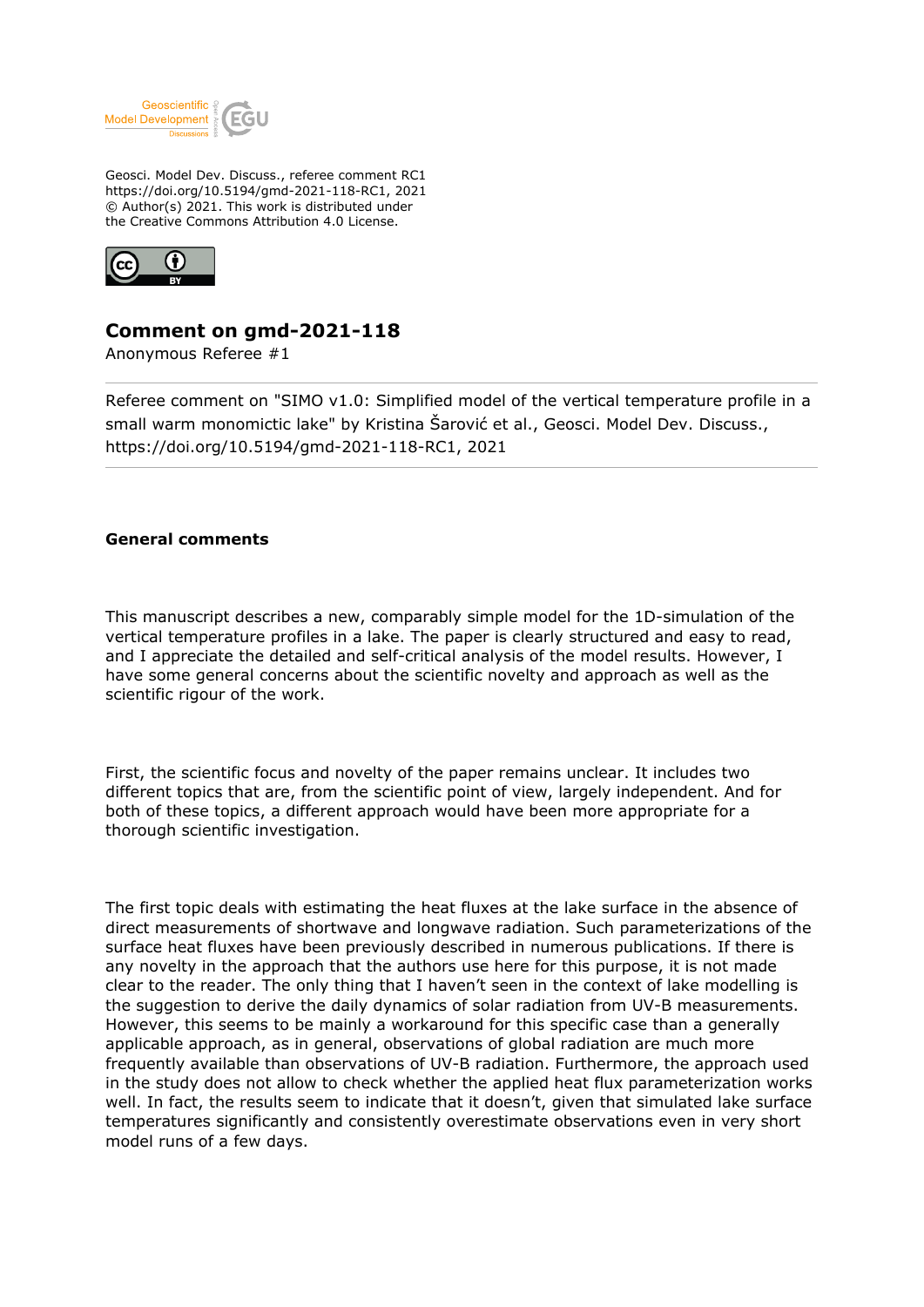Geosci. Model Dev. Discuss., referee comment RC1
https://doi.org/10.5194/gmd-2021-118-RC1, 2021
© Author(s) 2021. This work is distributed under
the Creative Commons Attribution 4.0 License.

# Comment on gmd-2021-118

Anonymous Referee #1

Referee comment on "SIMO v1.0: Simplified model of the vertical temperature profile in a small warm monomictic lake" by Kristina Šarović et al., Geosci. Model Dev. Discuss., https://doi.org/10.5194/gmd-2021-118-RC1, 2021

## General comments

This manuscript describes a new, comparably simple model for the 1D-simulation of the vertical temperature profiles in a lake. The paper is clearly structured and easy to read, and I appreciate the detailed and self-critical analysis of the model results. However, I have some general concerns about the scientific novelty and approach as well as the scientific rigour of the work.

First, the scientific focus and novelty of the paper remains unclear. It includes two different topics that are, from the scientific point of view, largely independent. And for both of these topics, a different approach would have been more appropriate for a thorough scientific investigation.

The first topic deals with estimating the heat fluxes at the lake surface in the absence of direct measurements of shortwave and longwave radiation. Such parameterizations of the surface heat fluxes have been previously described in numerous publications. If there is any novelty in the approach that the authors use here for this purpose, it is not made clear to the reader. The only thing that I haven't seen in the context of lake modelling is the suggestion to derive the daily dynamics of solar radiation from UV-B measurements. However, this seems to be mainly a workaround for this specific case than a generally applicable approach, as in general, observations of global radiation are much more frequently available than observations of UV-B radiation. Furthermore, the approach used in the study does not allow to check whether the applied heat flux parameterization works well. In fact, the results seem to indicate that it doesn't, given that simulated lake surface temperatures significantly and consistently overestimate observations even in very short model runs of a few days.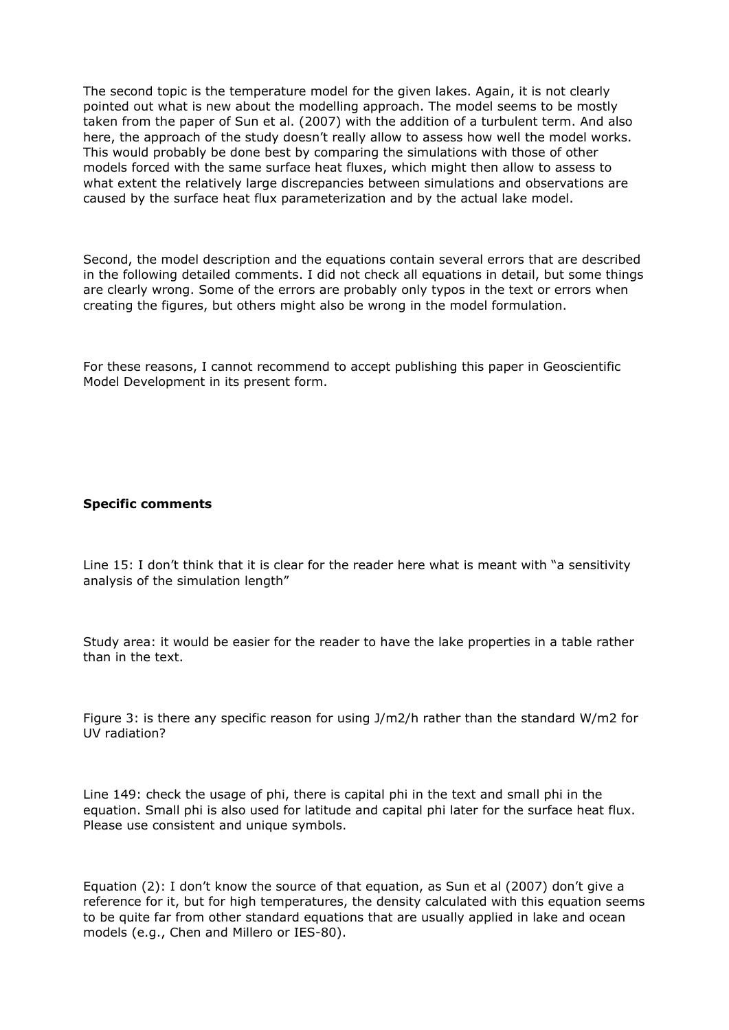The second topic is the temperature model for the given lakes. Again, it is not clearly pointed out what is new about the modelling approach. The model seems to be mostly taken from the paper of Sun et al. (2007) with the addition of a turbulent term. And also here, the approach of the study doesn't really allow to assess how well the model works. This would probably be done best by comparing the simulations with those of other models forced with the same surface heat fluxes, which might then allow to assess to what extent the relatively large discrepancies between simulations and observations are caused by the surface heat flux parameterization and by the actual lake model.

Second, the model description and the equations contain several errors that are described in the following detailed comments. I did not check all equations in detail, but some things are clearly wrong. Some of the errors are probably only typos in the text or errors when creating the figures, but others might also be wrong in the model formulation.

For these reasons, I cannot recommend to accept publishing this paper in Geoscientific Model Development in its present form.

**Specific comments**

Line 15: I don't think that it is clear for the reader here what is meant with "a sensitivity analysis of the simulation length"

Study area: it would be easier for the reader to have the lake properties in a table rather than in the text.

Figure 3: is there any specific reason for using J/m2/h rather than the standard W/m2 for UV radiation?

Line 149: check the usage of phi, there is capital phi in the text and small phi in the equation. Small phi is also used for latitude and capital phi later for the surface heat flux. Please use consistent and unique symbols.

Equation (2): I don't know the source of that equation, as Sun et al (2007) don't give a reference for it, but for high temperatures, the density calculated with this equation seems to be quite far from other standard equations that are usually applied in lake and ocean models (e.g., Chen and Millero or IES-80).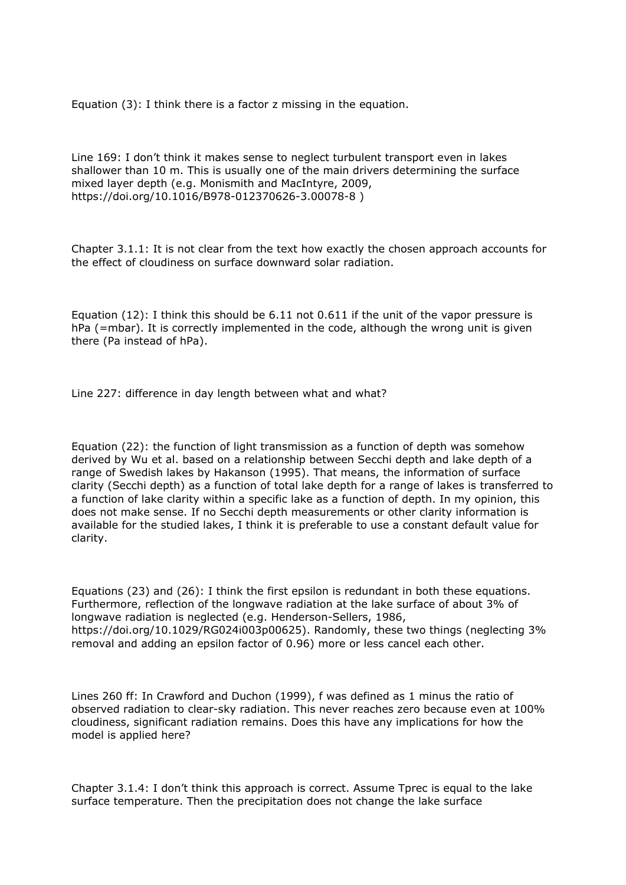Equation (3): I think there is a factor z missing in the equation.

Line 169: I don't think it makes sense to neglect turbulent transport even in lakes shallower than 10 m. This is usually one of the main drivers determining the surface mixed layer depth (e.g. Monismith and MacIntyre, 2009, https://doi.org/10.1016/B978-012370626-3.00078-8 )

Chapter 3.1.1: It is not clear from the text how exactly the chosen approach accounts for the effect of cloudiness on surface downward solar radiation.

Equation (12): I think this should be 6.11 not 0.611 if the unit of the vapor pressure is hPa (=mbar). It is correctly implemented in the code, although the wrong unit is given there (Pa instead of hPa).

Line 227: difference in day length between what and what?

Equation (22): the function of light transmission as a function of depth was somehow derived by Wu et al. based on a relationship between Secchi depth and lake depth of a range of Swedish lakes by Hakanson (1995). That means, the information of surface clarity (Secchi depth) as a function of total lake depth for a range of lakes is transferred to a function of lake clarity within a specific lake as a function of depth. In my opinion, this does not make sense. If no Secchi depth measurements or other clarity information is available for the studied lakes, I think it is preferable to use a constant default value for clarity.

Equations (23) and (26): I think the first epsilon is redundant in both these equations. Furthermore, reflection of the longwave radiation at the lake surface of about 3% of longwave radiation is neglected (e.g. Henderson-Sellers, 1986, https://doi.org/10.1029/RG024i003p00625). Randomly, these two things (neglecting 3% removal and adding an epsilon factor of 0.96) more or less cancel each other.

Lines 260 ff: In Crawford and Duchon (1999), f was defined as 1 minus the ratio of observed radiation to clear-sky radiation. This never reaches zero because even at 100% cloudiness, significant radiation remains. Does this have any implications for how the model is applied here?

Chapter 3.1.4: I don't think this approach is correct. Assume Tprec is equal to the lake surface temperature. Then the precipitation does not change the lake surface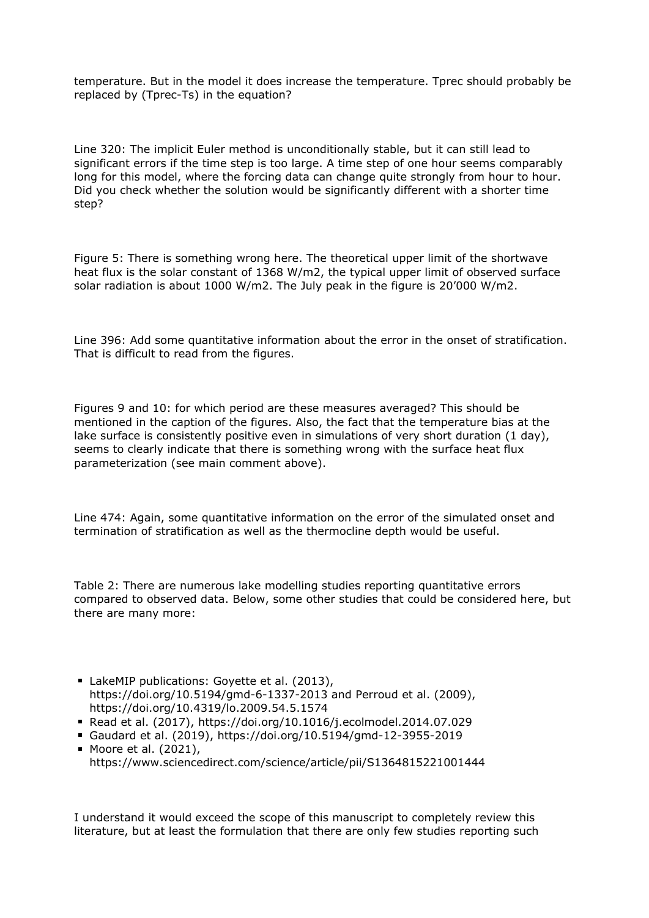temperature. But in the model it does increase the temperature. Tprec should probably be replaced by (Tprec-Ts) in the equation?

Line 320: The implicit Euler method is unconditionally stable, but it can still lead to significant errors if the time step is too large. A time step of one hour seems comparably long for this model, where the forcing data can change quite strongly from hour to hour. Did you check whether the solution would be significantly different with a shorter time step?

Figure 5: There is something wrong here. The theoretical upper limit of the shortwave heat flux is the solar constant of 1368 W/m2, the typical upper limit of observed surface solar radiation is about 1000 W/m2. The July peak in the figure is 20'000 W/m2.

Line 396: Add some quantitative information about the error in the onset of stratification. That is difficult to read from the figures.

Figures 9 and 10: for which period are these measures averaged? This should be mentioned in the caption of the figures. Also, the fact that the temperature bias at the lake surface is consistently positive even in simulations of very short duration (1 day), seems to clearly indicate that there is something wrong with the surface heat flux parameterization (see main comment above).

Line 474: Again, some quantitative information on the error of the simulated onset and termination of stratification as well as the thermocline depth would be useful.

Table 2: There are numerous lake modelling studies reporting quantitative errors compared to observed data. Below, some other studies that could be considered here, but there are many more:

- LakeMIP publications: Goyette et al. (2013), https://doi.org/10.5194/gmd-6-1337-2013 and Perroud et al. (2009), https://doi.org/10.4319/lo.2009.54.5.1574
- Read et al. (2017), https://doi.org/10.1016/j.ecolmodel.2014.07.029
- Gaudard et al. (2019), https://doi.org/10.5194/gmd-12-3955-2019
- Moore et al. (2021), https://www.sciencedirect.com/science/article/pii/S1364815221001444

I understand it would exceed the scope of this manuscript to completely review this literature, but at least the formulation that there are only few studies reporting such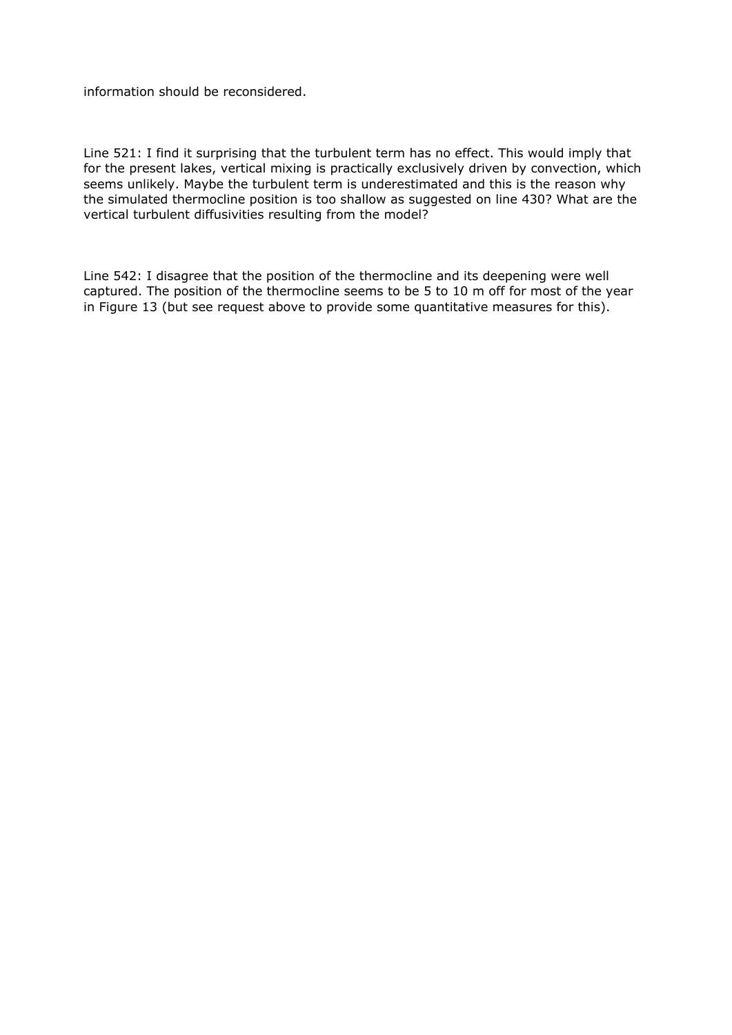information should be reconsidered.

Line 521: I find it surprising that the turbulent term has no effect. This would imply that for the present lakes, vertical mixing is practically exclusively driven by convection, which seems unlikely. Maybe the turbulent term is underestimated and this is the reason why the simulated thermocline position is too shallow as suggested on line 430? What are the vertical turbulent diffusivities resulting from the model?

Line 542: I disagree that the position of the thermocline and its deepening were well captured. The position of the thermocline seems to be 5 to 10 m off for most of the year in Figure 13 (but see request above to provide some quantitative measures for this).